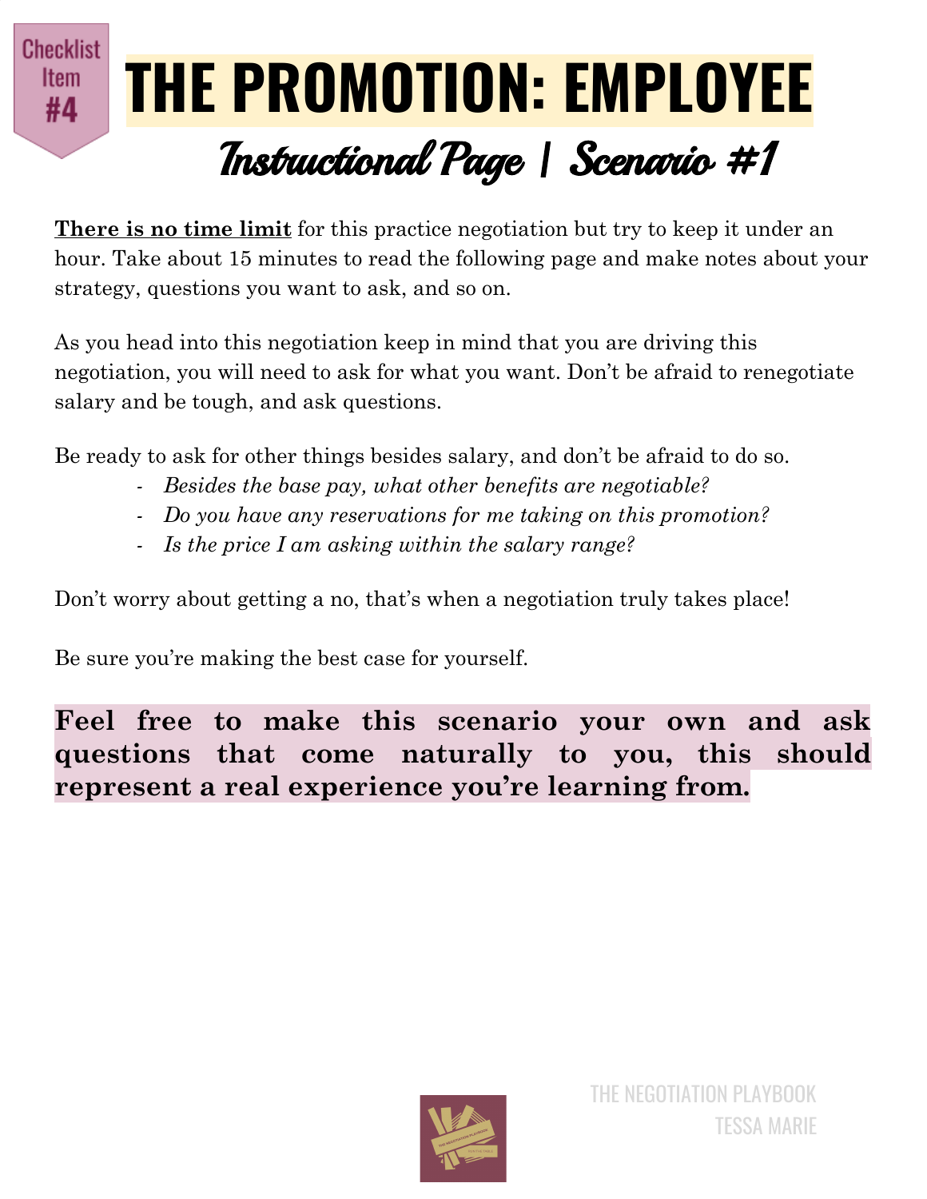Checklist Item #4

# THE PROMOTION: EMPLOYEE

## Instructional Page | Scenario #1

**There is no time limit** for this practice negotiation but try to keep it under an hour. Take about 15 minutes to read the following page and make notes about your strategy, questions you want to ask, and so on.

As you head into this negotiation keep in mind that you are driving this negotiation, you will need to ask for what you want. Don't be afraid to renegotiate salary and be tough, and ask questions.

Be ready to ask for other things besides salary, and don't be afraid to do so.

- *Besides the base pay, what other benefits are negotiable?*
- *Do you have any reservations for me taking on this promotion?*
- *Is the price I am asking within the salary range?*

Don't worry about getting a no, that's when a negotiation truly takes place!

Be sure you're making the best case for yourself.

**Feel free to make this scenario your own and ask questions that come naturally to you, this should represent a real experience you're learning from.**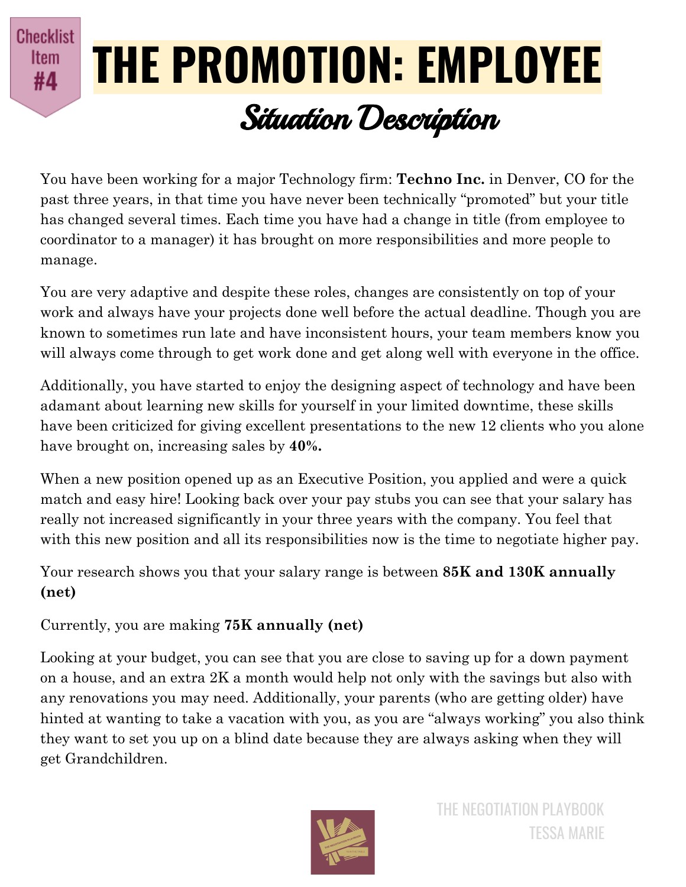Checklist Item #4

# THE PROMOTION: EMPLOYEE

## Situation Description

You have been working for a major Technology firm: **Techno Inc.** in Denver, CO for the past three years, in that time you have never been technically "promoted" but your title has changed several times. Each time you have had a change in title (from employee to coordinator to a manager) it has brought on more responsibilities and more people to manage.

You are very adaptive and despite these roles, changes are consistently on top of your work and always have your projects done well before the actual deadline. Though you are known to sometimes run late and have inconsistent hours, your team members know you will always come through to get work done and get along well with everyone in the office.

Additionally, you have started to enjoy the designing aspect of technology and have been adamant about learning new skills for yourself in your limited downtime, these skills have been criticized for giving excellent presentations to the new 12 clients who you alone have brought on, increasing sales by **40%.**

When a new position opened up as an Executive Position, you applied and were a quick match and easy hire! Looking back over your pay stubs you can see that your salary has really not increased significantly in your three years with the company. You feel that with this new position and all its responsibilities now is the time to negotiate higher pay.

Your research shows you that your salary range is between **85K and 130K annually (net)**

Currently, you are making **75K annually (net)**

Looking at your budget, you can see that you are close to saving up for a down payment on a house, and an extra 2K a month would help not only with the savings but also with any renovations you may need. Additionally, your parents (who are getting older) have hinted at wanting to take a vacation with you, as you are "always working" you also think they want to set you up on a blind date because they are always asking when they will get Grandchildren.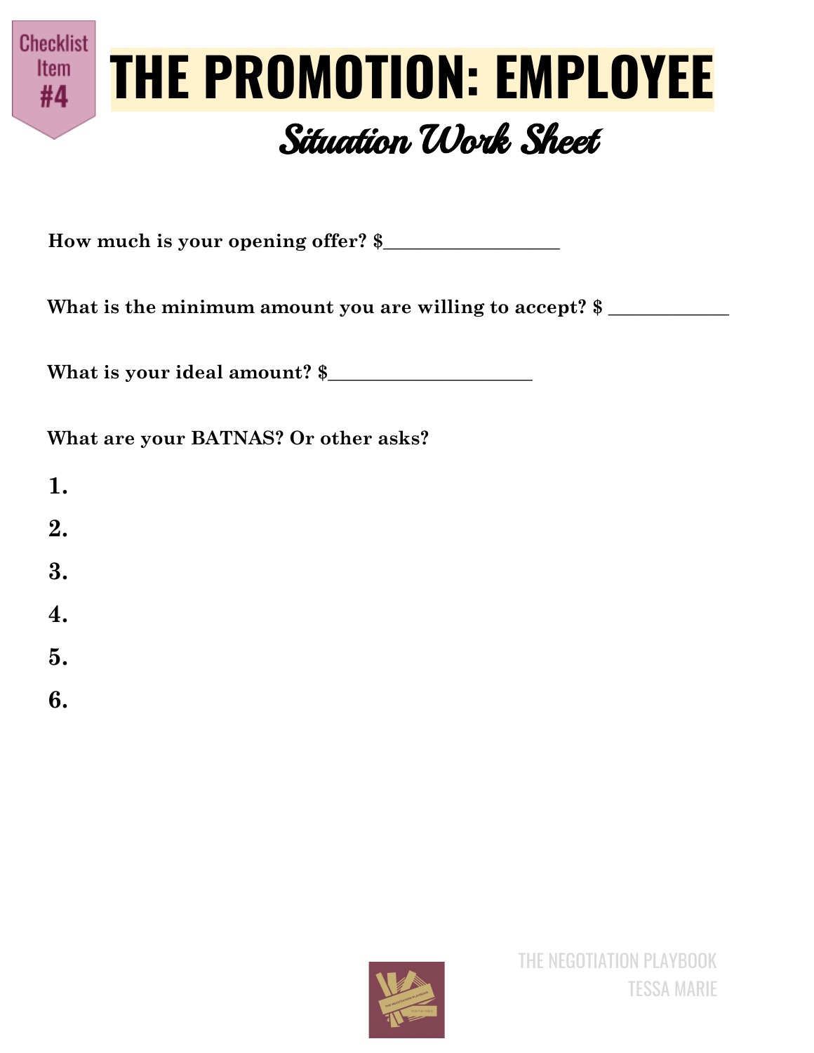Checklist Item #4

# THE PROMOTION: EMPLOYEE

## Situation Work Sheet

**How much is your opening offer? $__________________**

**What is the minimum amount you are willing to accept? $ ____________**

**What is your ideal amount? $_____________________**

**What are your BATNAS? Or other asks?**

**1.**

**2.**

**3.**

**4.**

**5.**

**6.**

THE NEGOTIATION PLAYBOOK
TESSA MARIE